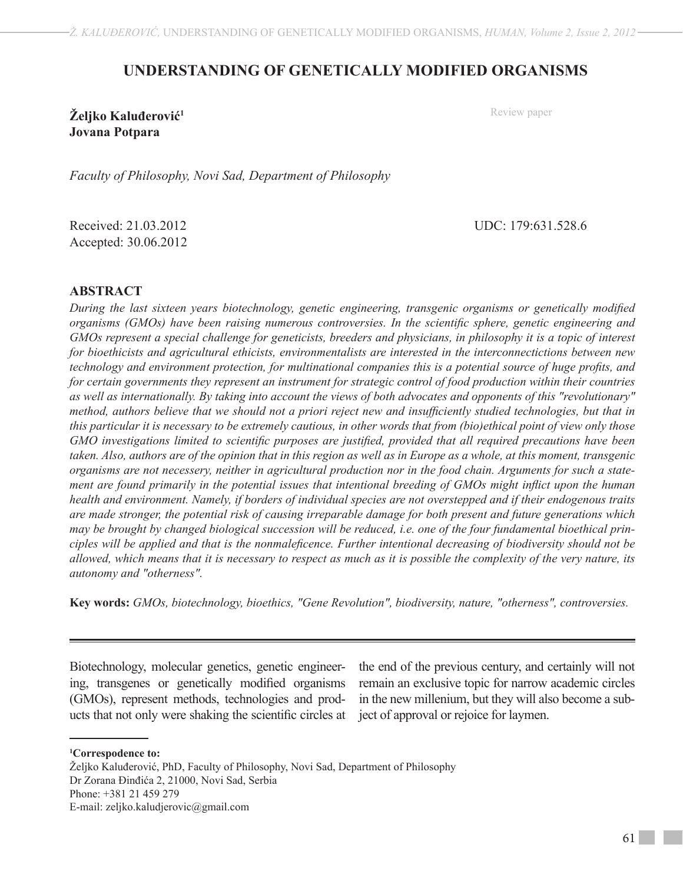# UNDERSTANDING OF GENETICALLY MODIFIED ORGANISMS

**Željko Kaluđerović[1]**
**Jovana Potpara**

Review paper

*Faculty of Philosophy, Novi Sad, Department of Philosophy*

Received: 21.03.2012
Accepted: 30.06.2012

UDC: 179:631.528.6

## ABSTRACT

*During the last sixteen years biotechnology, genetic engineering, transgenic organisms or genetically modified organisms (GMOs) have been raising numerous controversies. In the scientific sphere, genetic engineering and GMOs represent a special challenge for geneticists, breeders and physicians, in philosophy it is a topic of interest for bioethicists and agricultural ethicists, environmentalists are interested in the interconnectictions between new technology and environment protection, for multinational companies this is a potential source of huge profits, and for certain governments they represent an instrument for strategic control of food production within their countries as well as internationally. By taking into account the views of both advocates and opponents of this "revolutionary" method, authors believe that we should not a priori reject new and insufficiently studied technologies, but that in this particular it is necessary to be extremely cautious, in other words that from (bio)ethical point of view only those GMO investigations limited to scientific purposes are justified, provided that all required precautions have been taken. Also, authors are of the opinion that in this region as well as in Europe as a whole, at this moment, transgenic organisms are not necessery, neither in agricultural production nor in the food chain. Arguments for such a statement are found primarily in the potential issues that intentional breeding of GMOs might inflict upon the human health and environment. Namely, if borders of individual species are not overstepped and if their endogenous traits are made stronger, the potential risk of causing irreparable damage for both present and future generations which may be brought by changed biological succession will be reduced, i.e. one of the four fundamental bioethical principles will be applied and that is the nonmaleficence. Further intentional decreasing of biodiversity should not be allowed, which means that it is necessary to respect as much as it is possible the complexity of the very nature, its autonomy and "otherness".*

**Key words:** *GMOs, biotechnology, bioethics, "Gene Revolution", biodiversity, nature, "otherness", controversies.*

---

Biotechnology, molecular genetics, genetic engineering, transgenes or genetically modified organisms (GMOs), represent methods, technologies and products that not only were shaking the scientific circles at the end of the previous century, and certainly will not remain an exclusive topic for narrow academic circles in the new millenium, but they will also become a subject of approval or rejoice for laymen.

---

[1]**Correspodence to:**
Željko Kaluđerović, PhD, Faculty of Philosophy, Novi Sad, Department of Philosophy
Dr Zorana Đinđića 2, 21000, Novi Sad, Serbia
Phone: +381 21 459 279
E-mail: zeljko.kaludjerovic@gmail.com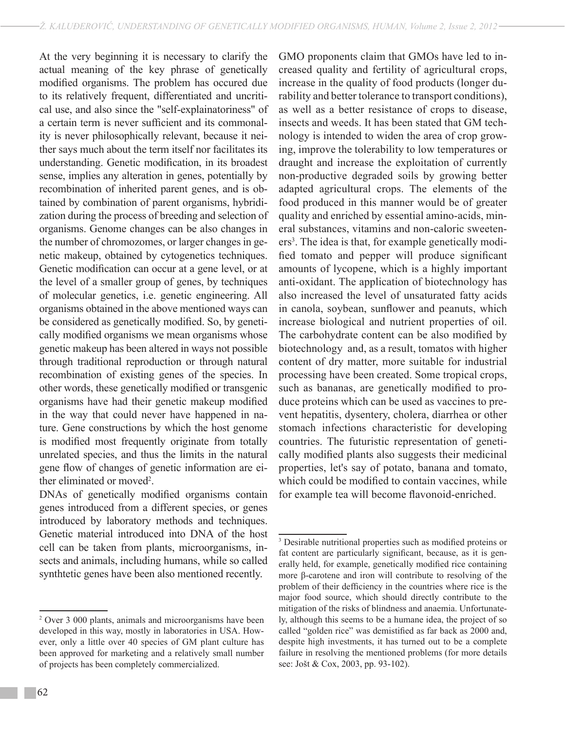At the very beginning it is necessary to clarify the actual meaning of the key phrase of genetically modified organisms. The problem has occured due to its relatively frequent, differentiated and uncritical use, and also since the "self-explainatoriness" of a certain term is never sufficient and its commonality is never philosophically relevant, because it neither says much about the term itself nor facilitates its understanding. Genetic modification, in its broadest sense, implies any alteration in genes, potentially by recombination of inherited parent genes, and is obtained by combination of parent organisms, hybridization during the process of breeding and selection of organisms. Genome changes can be also changes in the number of chromozomes, or larger changes in genetic makeup, obtained by cytogenetics techniques. Genetic modification can occur at a gene level, or at the level of a smaller group of genes, by techniques of molecular genetics, i.e. genetic engineering. All organisms obtained in the above mentioned ways can be considered as genetically modified. So, by genetically modified organisms we mean organisms whose genetic makeup has been altered in ways not possible through traditional reproduction or through natural recombination of existing genes of the species. In other words, these genetically modified or transgenic organisms have had their genetic makeup modified in the way that could never have happened in nature. Gene constructions by which the host genome is modified most frequently originate from totally unrelated species, and thus the limits in the natural gene flow of changes of genetic information are either eliminated or moved[2].

DNAs of genetically modified organisms contain genes introduced from a different species, or genes introduced by laboratory methods and techniques. Genetic material introduced into DNA of the host cell can be taken from plants, microorganisms, insects and animals, including humans, while so called synthtetic genes have been also mentioned recently.

GMO proponents claim that GMOs have led to increased quality and fertility of agricultural crops, increase in the quality of food products (longer durability and better tolerance to transport conditions), as well as a better resistance of crops to disease, insects and weeds. It has been stated that GM technology is intended to widen the area of crop growing, improve the tolerability to low temperatures or draught and increase the exploitation of currently non-productive degraded soils by growing better adapted agricultural crops. The elements of the food produced in this manner would be of greater quality and enriched by essential amino-acids, mineral substances, vitamins and non-caloric sweeteners[3]. The idea is that, for example genetically modified tomato and pepper will produce significant amounts of lycopene, which is a highly important anti-oxidant. The application of biotechnology has also increased the level of unsaturated fatty acids in canola, soybean, sunflower and peanuts, which increase biological and nutrient properties of oil. The carbohydrate content can be also modified by biotechnology and, as a result, tomatos with higher content of dry matter, more suitable for industrial processing have been created. Some tropical crops, such as bananas, are genetically modified to produce proteins which can be used as vaccines to prevent hepatitis, dysentery, cholera, diarrhea or other stomach infections characteristic for developing countries. The futuristic representation of genetically modified plants also suggests their medicinal properties, let's say of potato, banana and tomato, which could be modified to contain vaccines, while for example tea will become flavonoid-enriched.

---

[2] Over 3 000 plants, animals and microorganisms have been developed in this way, mostly in laboratories in USA. However, only a little over 40 species of GM plant culture has been approved for marketing and a relatively small number of projects has been completely commercialized.

[3] Desirable nutritional properties such as modified proteins or fat content are particularly significant, because, as it is generally held, for example, genetically modified rice containing more β-carotene and iron will contribute to resolving of the problem of their defficiency in the countries where rice is the major food source, which should directly contribute to the mitigation of the risks of blindness and anaemia. Unfortunately, although this seems to be a humane idea, the project of so called "golden rice" was demistified as far back as 2000 and, despite high investments, it has turned out to be a complete failure in resolving the mentioned problems (for more details see: Jošt & Cox, 2003, pp. 93-102).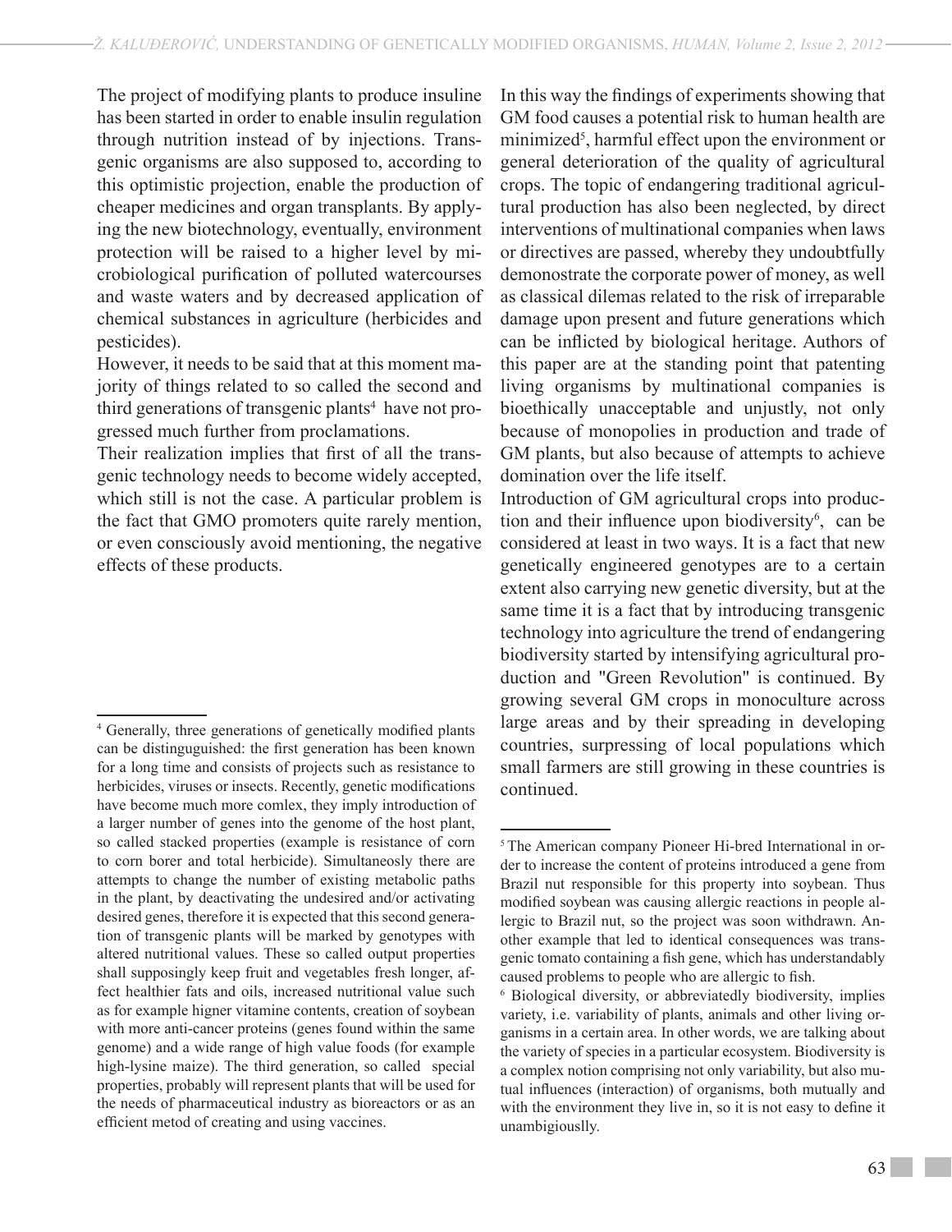The project of modifying plants to produce insuline has been started in order to enable insulin regulation through nutrition instead of by injections. Transgenic organisms are also supposed to, according to this optimistic projection, enable the production of cheaper medicines and organ transplants. By applying the new biotechnology, eventually, environment protection will be raised to a higher level by microbiological purification of polluted watercourses and waste waters and by decreased application of chemical substances in agriculture (herbicides and pesticides).

However, it needs to be said that at this moment majority of things related to so called the second and third generations of transgenic plants[4] have not progressed much further from proclamations.

Their realization implies that first of all the transgenic technology needs to become widely accepted, which still is not the case. A particular problem is the fact that GMO promoters quite rarely mention, or even consciously avoid mentioning, the negative effects of these products.

In this way the findings of experiments showing that GM food causes a potential risk to human health are minimized[5], harmful effect upon the environment or general deterioration of the quality of agricultural crops. The topic of endangering traditional agricultural production has also been neglected, by direct interventions of multinational companies when laws or directives are passed, whereby they undoubtfully demonstrate the corporate power of money, as well as classical dilemas related to the risk of irreparable damage upon present and future generations which can be inflicted by biological heritage. Authors of this paper are at the standing point that patenting living organisms by multinational companies is bioethically unacceptable and unjustly, not only because of monopolies in production and trade of GM plants, but also because of attempts to achieve domination over the life itself.

Introduction of GM agricultural crops into production and their influence upon biodiversity[6], can be considered at least in two ways. It is a fact that new genetically engineered genotypes are to a certain extent also carrying new genetic diversity, but at the same time it is a fact that by introducing transgenic technology into agriculture the trend of endangering biodiversity started by intensifying agricultural production and "Green Revolution" is continued. By growing several GM crops in monoculture across large areas and by their spreading in developing countries, surpressing of local populations which small farmers are still growing in these countries is continued.

---

[4] Generally, three generations of genetically modified plants can be distinguguished: the first generation has been known for a long time and consists of projects such as resistance to herbicides, viruses or insects. Recently, genetic modifications have become much more comlex, they imply introduction of a larger number of genes into the genome of the host plant, so called stacked properties (example is resistance of corn to corn borer and total herbicide). Simultaneosly there are attempts to change the number of existing metabolic paths in the plant, by deactivating the undesired and/or activating desired genes, therefore it is expected that this second generation of transgenic plants will be marked by genotypes with altered nutritional values. These so called output properties shall supposingly keep fruit and vegetables fresh longer, affect healthier fats and oils, increased nutritional value such as for example higner vitamine contents, creation of soybean with more anti-cancer proteins (genes found within the same genome) and a wide range of high value foods (for example high-lysine maize). The third generation, so called special properties, probably will represent plants that will be used for the needs of pharmaceutical industry as bioreactors or as an efficient metod of creating and using vaccines.

[5] The American company Pioneer Hi-bred International in order to increase the content of proteins introduced a gene from Brazil nut responsible for this property into soybean. Thus modified soybean was causing allergic reactions in people allergic to Brazil nut, so the project was soon withdrawn. Another example that led to identical consequences was transgenic tomato containing a fish gene, which has understandably caused problems to people who are allergic to fish.

[6] Biological diversity, or abbreviatedly biodiversity, implies variety, i.e. variability of plants, animals and other living organisms in a certain area. In other words, we are talking about the variety of species in a particular ecosystem. Biodiversity is a complex notion comprising not only variability, but also mutual influences (interaction) of organisms, both mutually and with the environment they live in, so it is not easy to define it unambiguouslly.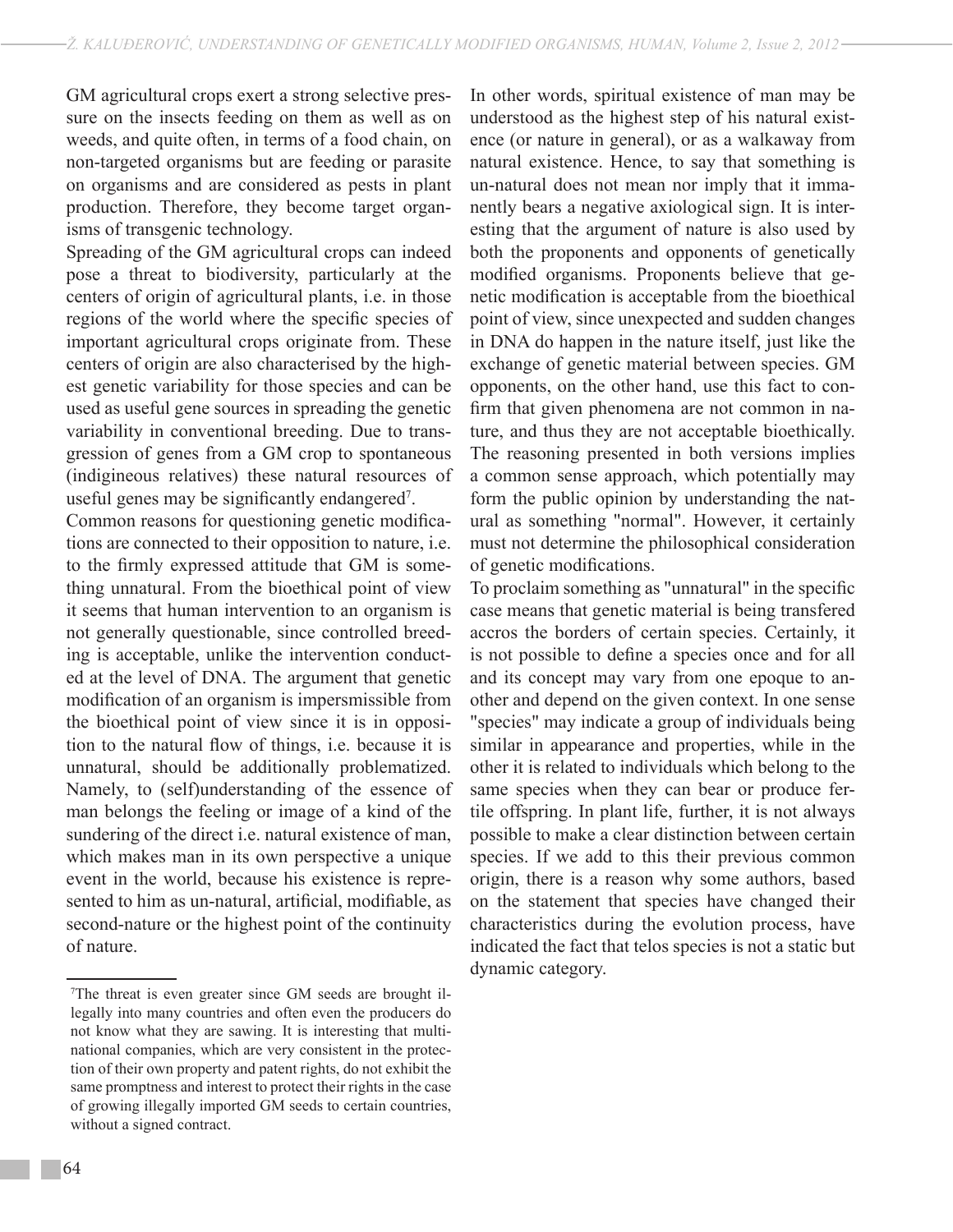GM agricultural crops exert a strong selective pressure on the insects feeding on them as well as on weeds, and quite often, in terms of a food chain, on non-targeted organisms but are feeding or parasite on organisms and are considered as pests in plant production. Therefore, they become target organisms of transgenic technology.

Spreading of the GM agricultural crops can indeed pose a threat to biodiversity, particularly at the centers of origin of agricultural plants, i.e. in those regions of the world where the specific species of important agricultural crops originate from. These centers of origin are also characterised by the highest genetic variability for those species and can be used as useful gene sources in spreading the genetic variability in conventional breeding. Due to transgression of genes from a GM crop to spontaneous (indigineous relatives) these natural resources of useful genes may be significantly endangered[7].

Common reasons for questioning genetic modifications are connected to their opposition to nature, i.e. to the firmly expressed attitude that GM is something unnatural. From the bioethical point of view it seems that human intervention to an organism is not generally questionable, since controlled breeding is acceptable, unlike the intervention conducted at the level of DNA. The argument that genetic modification of an organism is impersmissible from the bioethical point of view since it is in opposition to the natural flow of things, i.e. because it is unnatural, should be additionally problematized. Namely, to (self)understanding of the essence of man belongs the feeling or image of a kind of the sundering of the direct i.e. natural existence of man, which makes man in its own perspective a unique event in the world, because his existence is represented to him as un-natural, artificial, modifiable, as second-nature or the highest point of the continuity of nature.

In other words, spiritual existence of man may be understood as the highest step of his natural existence (or nature in general), or as a walkaway from natural existence. Hence, to say that something is un-natural does not mean nor imply that it immanently bears a negative axiological sign. It is interesting that the argument of nature is also used by both the proponents and opponents of genetically modified organisms. Proponents believe that genetic modification is acceptable from the bioethical point of view, since unexpected and sudden changes in DNA do happen in the nature itself, just like the exchange of genetic material between species. GM opponents, on the other hand, use this fact to confirm that given phenomena are not common in nature, and thus they are not acceptable bioethically. The reasoning presented in both versions implies a common sense approach, which potentially may form the public opinion by understanding the natural as something "normal". However, it certainly must not determine the philosophical consideration of genetic modifications.

To proclaim something as "unnatural" in the specific case means that genetic material is being transfered accros the borders of certain species. Certainly, it is not possible to define a species once and for all and its concept may vary from one epoque to another and depend on the given context. In one sense "species" may indicate a group of individuals being similar in appearance and properties, while in the other it is related to individuals which belong to the same species when they can bear or produce fertile offspring. In plant life, further, it is not always possible to make a clear distinction between certain species. If we add to this their previous common origin, there is a reason why some authors, based on the statement that species have changed their characteristics during the evolution process, have indicated the fact that telos species is not a static but dynamic category.

---

[7]The threat is even greater since GM seeds are brought illegally into many countries and often even the producers do not know what they are sawing. It is interesting that multinational companies, which are very consistent in the protection of their own property and patent rights, do not exhibit the same promptness and interest to protect their rights in the case of growing illegally imported GM seeds to certain countries, without a signed contract.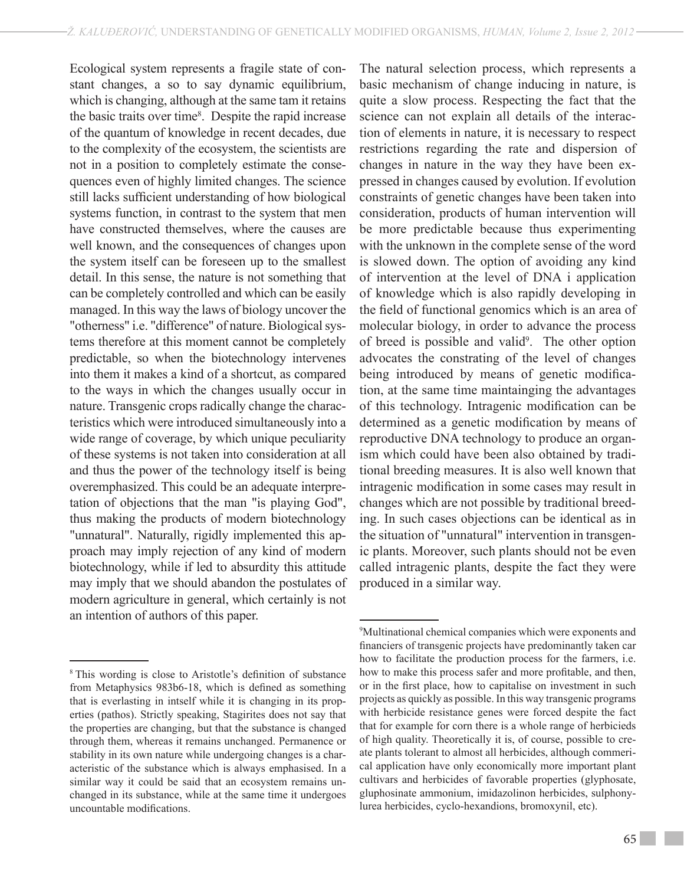Ecological system represents a fragile state of constant changes, a so to say dynamic equilibrium, which is changing, although at the same tam it retains the basic traits over time[8]. Despite the rapid increase of the quantum of knowledge in recent decades, due to the complexity of the ecosystem, the scientists are not in a position to completely estimate the consequences even of highly limited changes. The science still lacks sufficient understanding of how biological systems function, in contrast to the system that men have constructed themselves, where the causes are well known, and the consequences of changes upon the system itself can be foreseen up to the smallest detail. In this sense, the nature is not something that can be completely controlled and which can be easily managed. In this way the laws of biology uncover the "otherness" i.e. "difference" of nature. Biological systems therefore at this moment cannot be completely predictable, so when the biotechnology intervenes into them it makes a kind of a shortcut, as compared to the ways in which the changes usually occur in nature. Transgenic crops radically change the characteristics which were introduced simultaneously into a wide range of coverage, by which unique peculiarity of these systems is not taken into consideration at all and thus the power of the technology itself is being overemphasized. This could be an adequate interpretation of objections that the man "is playing God", thus making the products of modern biotechnology "unnatural". Naturally, rigidly implemented this approach may imply rejection of any kind of modern biotechnology, while if led to absurdity this attitude may imply that we should abandon the postulates of modern agriculture in general, which certainly is not an intention of authors of this paper.

The natural selection process, which represents a basic mechanism of change inducing in nature, is quite a slow process. Respecting the fact that the science can not explain all details of the interaction of elements in nature, it is necessary to respect restrictions regarding the rate and dispersion of changes in nature in the way they have been expressed in changes caused by evolution. If evolution constraints of genetic changes have been taken into consideration, products of human intervention will be more predictable because thus experimenting with the unknown in the complete sense of the word is slowed down. The option of avoiding any kind of intervention at the level of DNA i application of knowledge which is also rapidly developing in the field of functional genomics which is an area of molecular biology, in order to advance the process of breed is possible and valid[9]. The other option advocates the constrating of the level of changes being introduced by means of genetic modification, at the same time maintainging the advantages of this technology. Intragenic modification can be determined as a genetic modification by means of reproductive DNA technology to produce an organism which could have been also obtained by traditional breeding measures. It is also well known that intragenic modification in some cases may result in changes which are not possible by traditional breeding. In such cases objections can be identical as in the situation of "unnatural" intervention in transgenic plants. Moreover, such plants should not be even called intragenic plants, despite the fact they were produced in a similar way.

---

[8] This wording is close to Aristotle's definition of substance from Metaphysics 983b6-18, which is defined as something that is everlasting in intself while it is changing in its properties (pathos). Strictly speaking, Stagirites does not say that the properties are changing, but that the substance is changed through them, whereas it remains unchanged. Permanence or stability in its own nature while undergoing changes is a characteristic of the substance which is always emphasised. In a similar way it could be said that an ecosystem remains unchanged in its substance, while at the same time it undergoes uncountable modifications.

[9] Multinational chemical companies which were exponents and financiers of transgenic projects have predominantly taken car how to facilitate the production process for the farmers, i.e. how to make this process safer and more profitable, and then, or in the first place, how to capitalise on investment in such projects as quickly as possible. In this way transgenic programs with herbicide resistance genes were forced despite the fact that for example for corn there is a whole range of herbicieds of high quality. Theoretically it is, of course, possible to create plants tolerant to almost all herbicides, although commerical application have only economically more important plant cultivars and herbicides of favorable properties (glyphosate, gluphosinate ammonium, imidazolinon herbicides, sulphonylurea herbicides, cyclo-hexandions, bromoxynil, etc).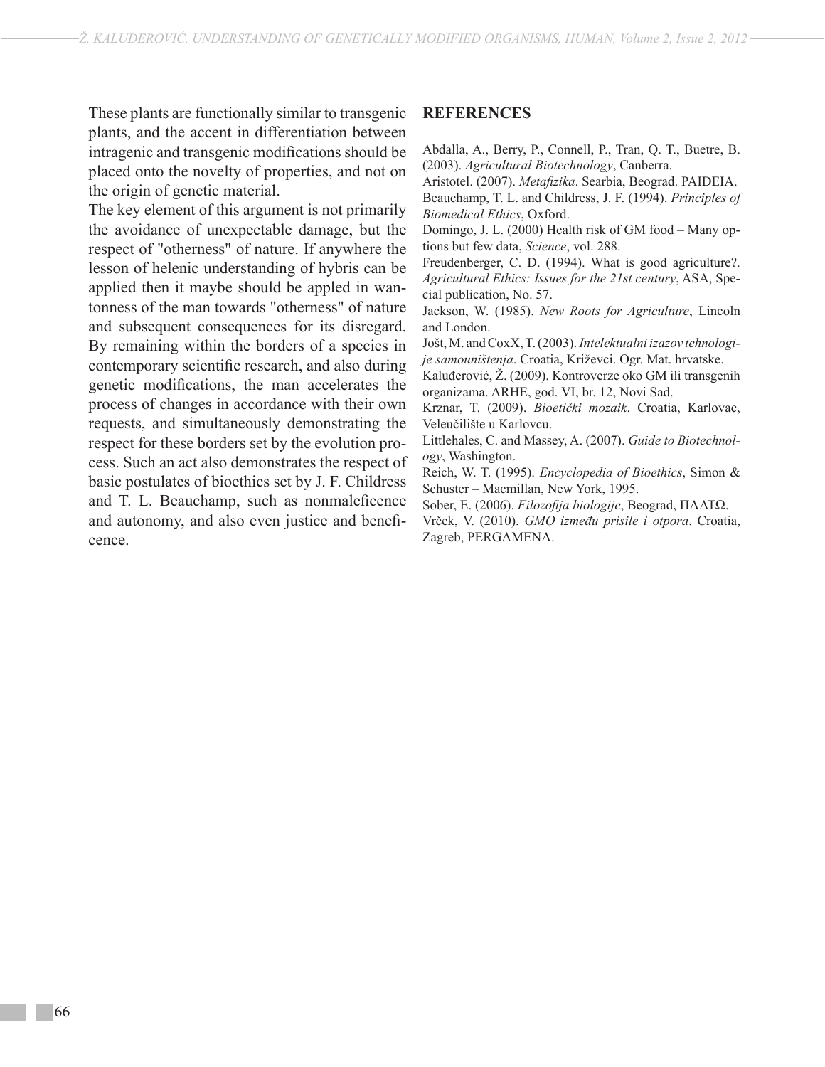These plants are functionally similar to transgenic plants, and the accent in differentiation between intragenic and transgenic modifications should be placed onto the novelty of properties, and not on the origin of genetic material.

The key element of this argument is not primarily the avoidance of unexpectable damage, but the respect of "otherness" of nature. If anywhere the lesson of helenic understanding of hybris can be applied then it maybe should be appled in wantonness of the man towards "otherness" of nature and subsequent consequences for its disregard. By remaining within the borders of a species in contemporary scientific research, and also during genetic modifications, the man accelerates the process of changes in accordance with their own requests, and simultaneously demonstrating the respect for these borders set by the evolution process. Such an act also demonstrates the respect of basic postulates of bioethics set by J. F. Childress and T. L. Beauchamp, such as nonmaleficence and autonomy, and also even justice and beneficence.

## REFERENCES

Abdalla, A., Berry, P., Connell, P., Tran, Q. T., Buetre, B. (2003). *Agricultural Biotechnology*, Canberra.

Aristotel. (2007). *Metafizika*. Searbia, Beograd. PAIDEIA.

Beauchamp, T. L. and Childress, J. F. (1994). *Principles of Biomedical Ethics*, Oxford.

Domingo, J. L. (2000) Health risk of GM food – Many options but few data, *Science*, vol. 288.

Freudenberger, C. D. (1994). What is good agriculture?. *Agricultural Ethics: Issues for the 21st century*, ASA, Special publication, No. 57.

Jackson, W. (1985). *New Roots for Agriculture*, Lincoln and London.

Jošt, M. and CoxX, T. (2003). *Intelektualni izazov tehnologije samouništenja*. Croatia, Križevci. Ogr. Mat. hrvatske.

Kaluđerović, Ž. (2009). Kontroverze oko GM ili transgenih organizama. ARHE, god. VI, br. 12, Novi Sad.

Krznar, T. (2009). *Bioetički mozaik*. Croatia, Karlovac, Veleučilište u Karlovcu.

Littlehales, C. and Massey, A. (2007). *Guide to Biotechnology*, Washington.

Reich, W. T. (1995). *Encyclopedia of Bioethics*, Simon & Schuster – Macmillan, New York, 1995.

Sober, E. (2006). *Filozofija biologije*, Beograd, ΠΛΑΤΩ.

Vrček, V. (2010). *GMO između prisile i otpora*. Croatia, Zagreb, PERGAMENA.